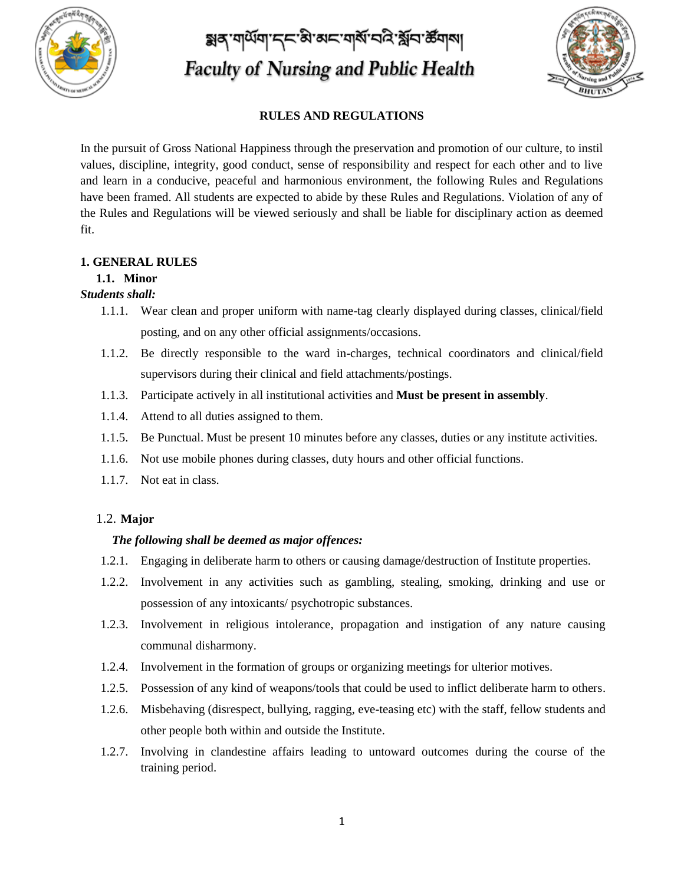སྨན་གཡོག་དང་མི་མང་གསོ་བའི་སློབ་ཚོགས།

# Faculty of Nursing and Public Health

## RULES AND REGULATIONS

In the pursuit of Gross National Happiness through the preservation and promotion of our culture, to instil values, discipline, integrity, good conduct, sense of responsibility and respect for each other and to live and learn in a conducive, peaceful and harmonious environment, the following Rules and Regulations have been framed. All students are expected to abide by these Rules and Regulations. Violation of any of the Rules and Regulations will be viewed seriously and shall be liable for disciplinary action as deemed fit.

### 1. GENERAL RULES

#### 1.1. Minor

***Students shall:***

1.1.1. Wear clean and proper uniform with name-tag clearly displayed during classes, clinical/field posting, and on any other official assignments/occasions.

1.1.2. Be directly responsible to the ward in-charges, technical coordinators and clinical/field supervisors during their clinical and field attachments/postings.

1.1.3. Participate actively in all institutional activities and **Must be present in assembly**.

1.1.4. Attend to all duties assigned to them.

1.1.5. Be Punctual. Must be present 10 minutes before any classes, duties or any institute activities.

1.1.6. Not use mobile phones during classes, duty hours and other official functions.

1.1.7. Not eat in class.

#### 1.2. Major

***The following shall be deemed as major offences:***

1.2.1. Engaging in deliberate harm to others or causing damage/destruction of Institute properties.

1.2.2. Involvement in any activities such as gambling, stealing, smoking, drinking and use or possession of any intoxicants/ psychotropic substances.

1.2.3. Involvement in religious intolerance, propagation and instigation of any nature causing communal disharmony.

1.2.4. Involvement in the formation of groups or organizing meetings for ulterior motives.

1.2.5. Possession of any kind of weapons/tools that could be used to inflict deliberate harm to others.

1.2.6. Misbehaving (disrespect, bullying, ragging, eve-teasing etc) with the staff, fellow students and other people both within and outside the Institute.

1.2.7. Involving in clandestine affairs leading to untoward outcomes during the course of the training period.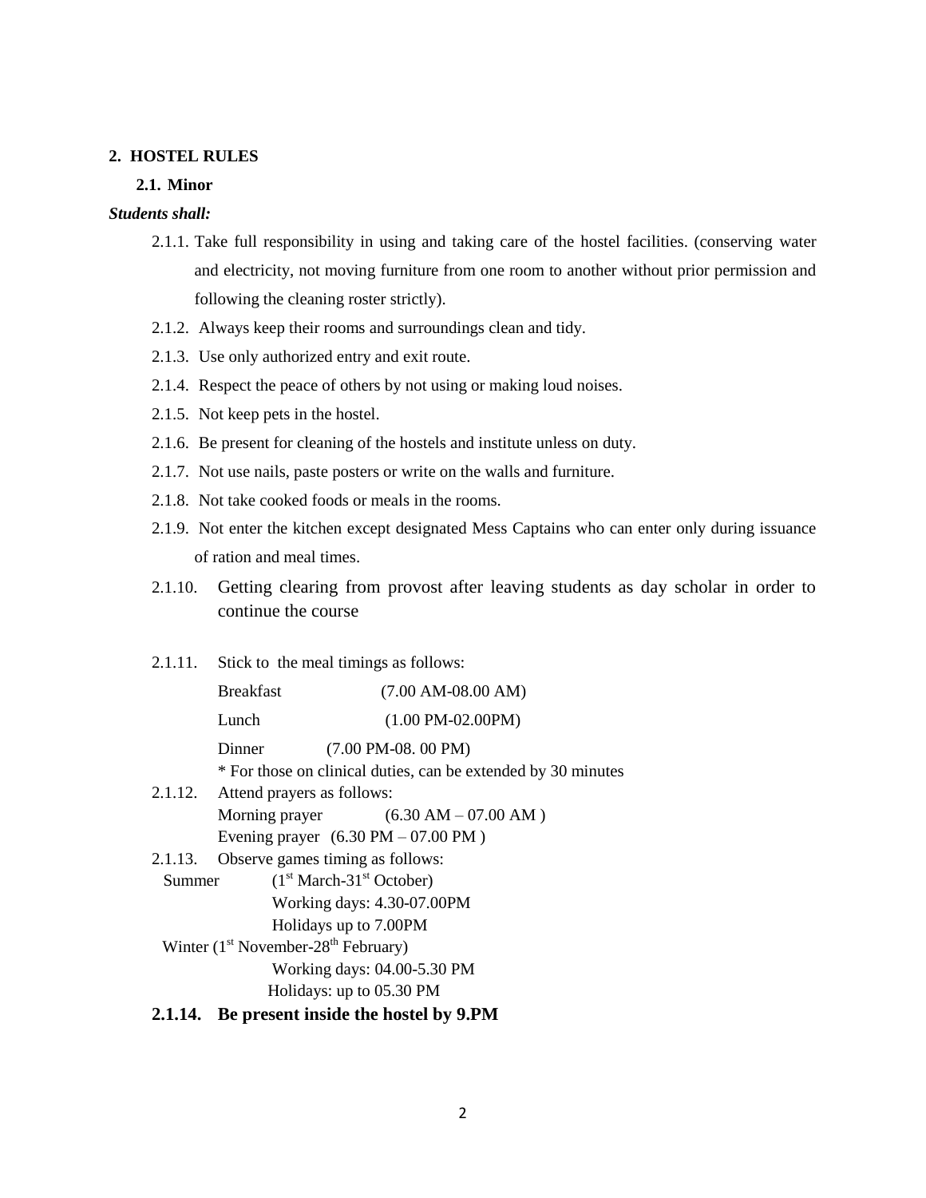## 2. HOSTEL RULES

### 2.1. Minor

***Students shall:***

- 2.1.1. Take full responsibility in using and taking care of the hostel facilities. (conserving water and electricity, not moving furniture from one room to another without prior permission and following the cleaning roster strictly).
- 2.1.2. Always keep their rooms and surroundings clean and tidy.
- 2.1.3. Use only authorized entry and exit route.
- 2.1.4. Respect the peace of others by not using or making loud noises.
- 2.1.5. Not keep pets in the hostel.
- 2.1.6. Be present for cleaning of the hostels and institute unless on duty.
- 2.1.7. Not use nails, paste posters or write on the walls and furniture.
- 2.1.8. Not take cooked foods or meals in the rooms.
- 2.1.9. Not enter the kitchen except designated Mess Captains who can enter only during issuance of ration and meal times.
- 2.1.10. Getting clearing from provost after leaving students as day scholar in order to continue the course
- 2.1.11. Stick to the meal timings as follows:

  Breakfast (7.00 AM-08.00 AM)

  Lunch (1.00 PM-02.00PM)

  Dinner (7.00 PM-08. 00 PM)

  * For those on clinical duties, can be extended by 30 minutes
- 2.1.12. Attend prayers as follows:

  Morning prayer (6.30 AM – 07.00 AM )

  Evening prayer (6.30 PM – 07.00 PM )
- 2.1.13. Observe games timing as follows:

  Summer (1st March-31st October)

  Working days: 4.30-07.00PM

  Holidays up to 7.00PM

  Winter (1st November-28th February)

  Working days: 04.00-5.30 PM

  Holidays: up to 05.30 PM
- **2.1.14. Be present inside the hostel by 9.PM**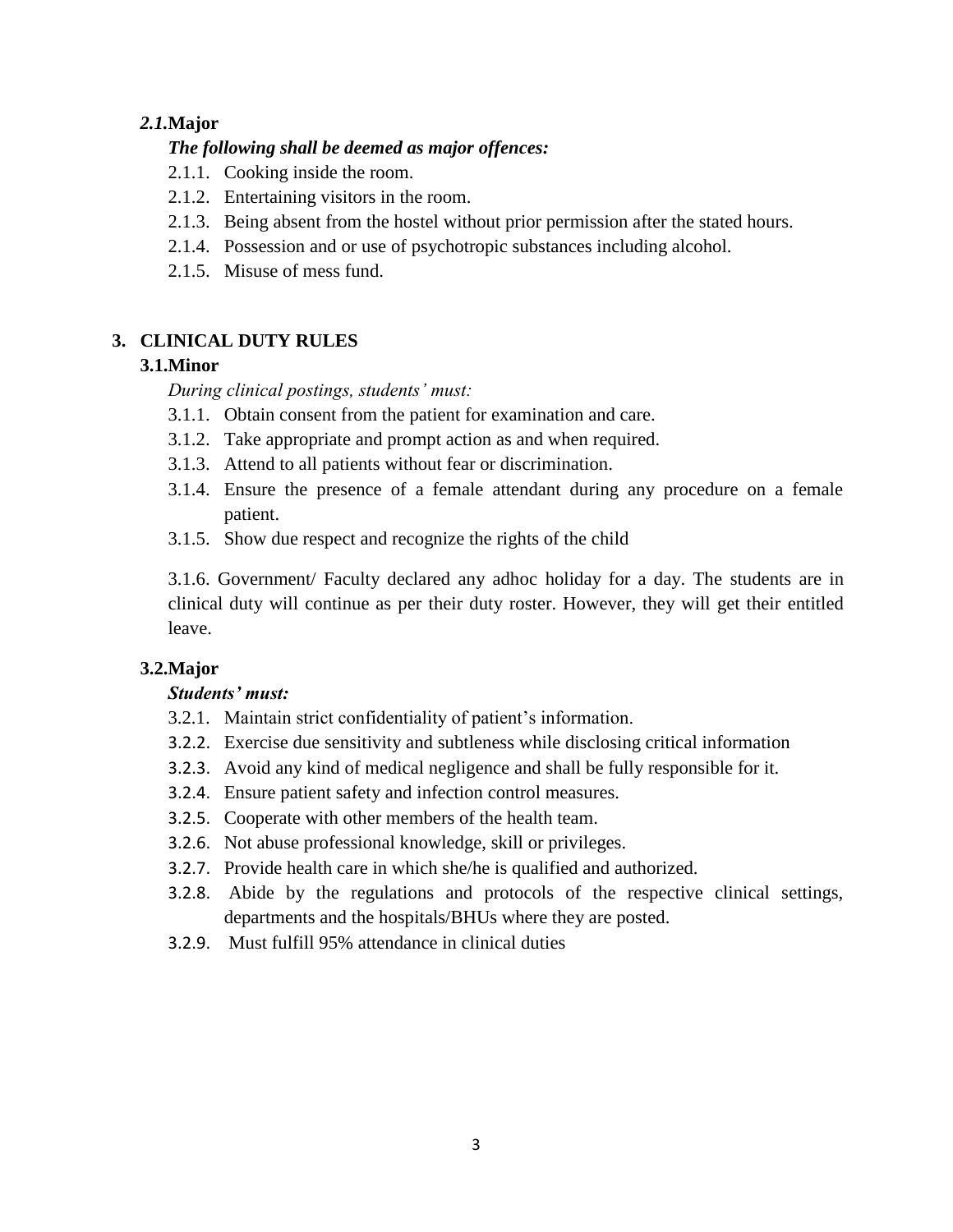### *2.1.* **Major**

***The following shall be deemed as major offences:***

2.1.1. Cooking inside the room.

2.1.2. Entertaining visitors in the room.

2.1.3. Being absent from the hostel without prior permission after the stated hours.

2.1.4. Possession and or use of psychotropic substances including alcohol.

2.1.5. Misuse of mess fund.

## 3. CLINICAL DUTY RULES

### 3.1. Minor

*During clinical postings, students' must:*

3.1.1. Obtain consent from the patient for examination and care.

3.1.2. Take appropriate and prompt action as and when required.

3.1.3. Attend to all patients without fear or discrimination.

3.1.4. Ensure the presence of a female attendant during any procedure on a female patient.

3.1.5. Show due respect and recognize the rights of the child

3.1.6. Government/ Faculty declared any adhoc holiday for a day. The students are in clinical duty will continue as per their duty roster. However, they will get their entitled leave.

### 3.2. Major

***Students' must:***

3.2.1. Maintain strict confidentiality of patient's information.

3.2.2. Exercise due sensitivity and subtleness while disclosing critical information

3.2.3. Avoid any kind of medical negligence and shall be fully responsible for it.

3.2.4. Ensure patient safety and infection control measures.

3.2.5. Cooperate with other members of the health team.

3.2.6. Not abuse professional knowledge, skill or privileges.

3.2.7. Provide health care in which she/he is qualified and authorized.

3.2.8. Abide by the regulations and protocols of the respective clinical settings, departments and the hospitals/BHUs where they are posted.

3.2.9. Must fulfill 95% attendance in clinical duties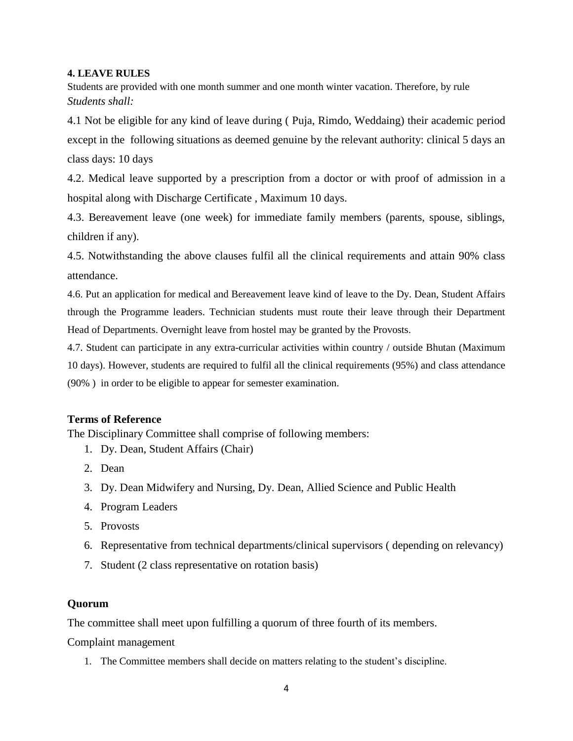## 4. LEAVE RULES

Students are provided with one month summer and one month winter vacation. Therefore, by rule

*Students shall:*

4.1 Not be eligible for any kind of leave during ( Puja, Rimdo, Weddaing) their academic period except in the following situations as deemed genuine by the relevant authority: clinical 5 days an class days: 10 days

4.2. Medical leave supported by a prescription from a doctor or with proof of admission in a hospital along with Discharge Certificate , Maximum 10 days.

4.3. Bereavement leave (one week) for immediate family members (parents, spouse, siblings, children if any).

4.5. Notwithstanding the above clauses fulfil all the clinical requirements and attain 90% class attendance.

4.6. Put an application for medical and Bereavement leave kind of leave to the Dy. Dean, Student Affairs through the Programme leaders. Technician students must route their leave through their Department Head of Departments. Overnight leave from hostel may be granted by the Provosts.

4.7. Student can participate in any extra-curricular activities within country / outside Bhutan (Maximum 10 days). However, students are required to fulfil all the clinical requirements (95%) and class attendance (90% ) in order to be eligible to appear for semester examination.

### Terms of Reference

The Disciplinary Committee shall comprise of following members:

1. Dy. Dean, Student Affairs (Chair)
2. Dean
3. Dy. Dean Midwifery and Nursing, Dy. Dean, Allied Science and Public Health
4. Program Leaders
5. Provosts
6. Representative from technical departments/clinical supervisors ( depending on relevancy)
7. Student (2 class representative on rotation basis)

### Quorum

The committee shall meet upon fulfilling a quorum of three fourth of its members.

Complaint management

1. The Committee members shall decide on matters relating to the student's discipline.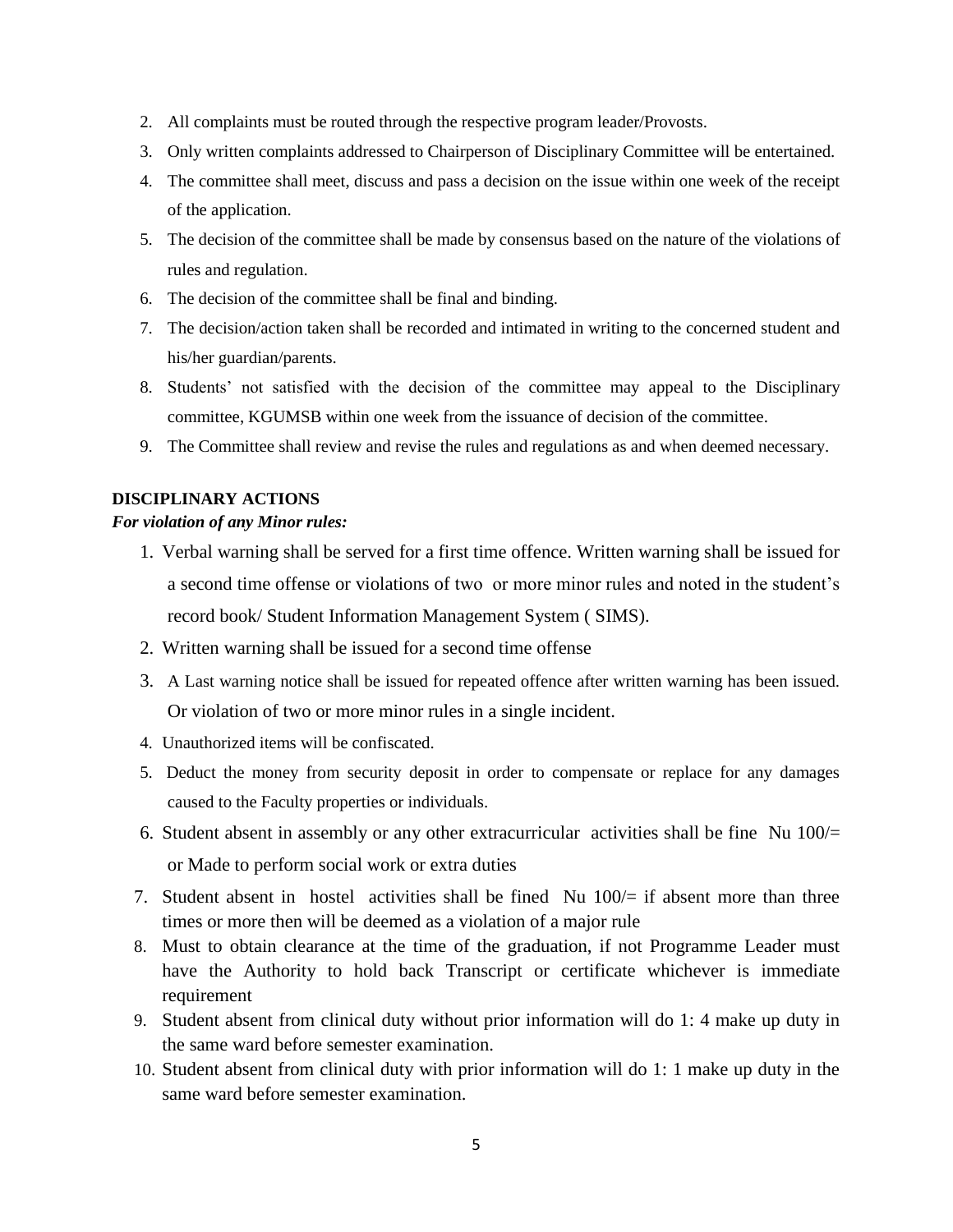2. All complaints must be routed through the respective program leader/Provosts.
3. Only written complaints addressed to Chairperson of Disciplinary Committee will be entertained.
4. The committee shall meet, discuss and pass a decision on the issue within one week of the receipt of the application.
5. The decision of the committee shall be made by consensus based on the nature of the violations of rules and regulation.
6. The decision of the committee shall be final and binding.
7. The decision/action taken shall be recorded and intimated in writing to the concerned student and his/her guardian/parents.
8. Students' not satisfied with the decision of the committee may appeal to the Disciplinary committee, KGUMSB within one week from the issuance of decision of the committee.
9. The Committee shall review and revise the rules and regulations as and when deemed necessary.

**DISCIPLINARY ACTIONS**

***For violation of any Minor rules:***

1. Verbal warning shall be served for a first time offence. Written warning shall be issued for a second time offense or violations of two or more minor rules and noted in the student's record book/ Student Information Management System ( SIMS).
2. Written warning shall be issued for a second time offense
3. A Last warning notice shall be issued for repeated offence after written warning has been issued. Or violation of two or more minor rules in a single incident.
4. Unauthorized items will be confiscated.
5. Deduct the money from security deposit in order to compensate or replace for any damages caused to the Faculty properties or individuals.
6. Student absent in assembly or any other extracurricular activities shall be fine Nu 100/= or Made to perform social work or extra duties
7. Student absent in hostel activities shall be fined Nu 100/= if absent more than three times or more then will be deemed as a violation of a major rule
8. Must to obtain clearance at the time of the graduation, if not Programme Leader must have the Authority to hold back Transcript or certificate whichever is immediate requirement
9. Student absent from clinical duty without prior information will do 1: 4 make up duty in the same ward before semester examination.
10. Student absent from clinical duty with prior information will do 1: 1 make up duty in the same ward before semester examination.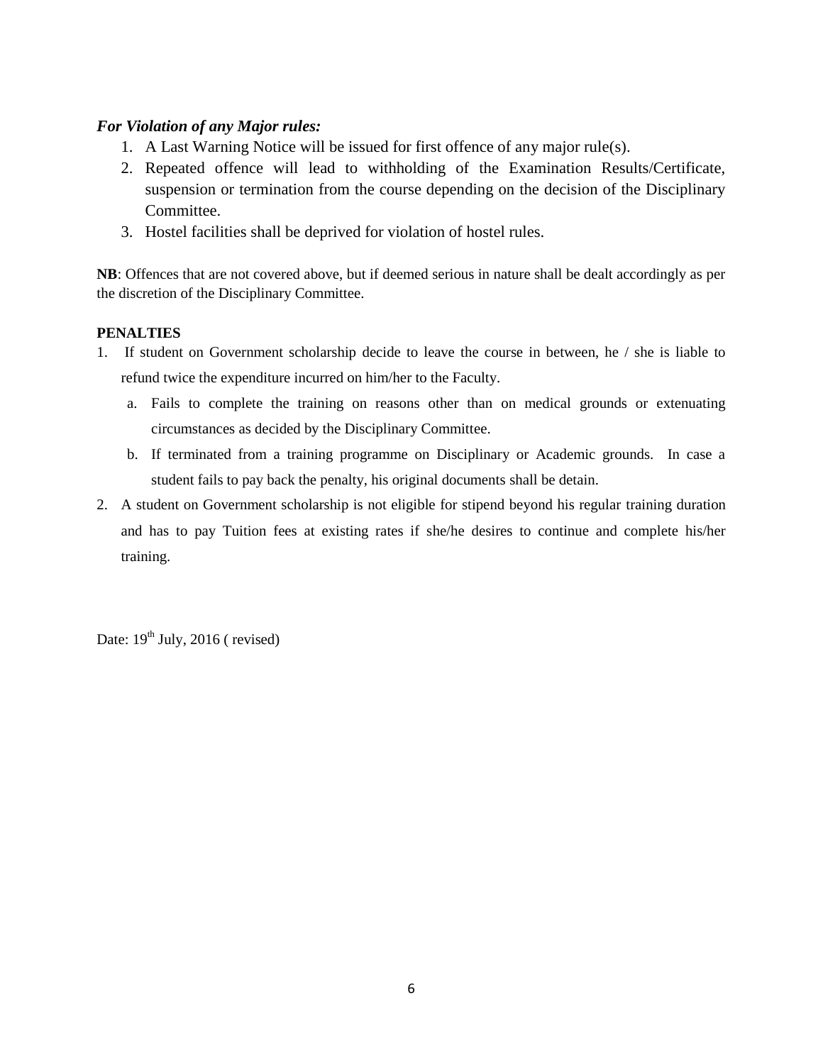***For Violation of any Major rules:***

1. A Last Warning Notice will be issued for first offence of any major rule(s).
2. Repeated offence will lead to withholding of the Examination Results/Certificate, suspension or termination from the course depending on the decision of the Disciplinary Committee.
3. Hostel facilities shall be deprived for violation of hostel rules.

**NB**: Offences that are not covered above, but if deemed serious in nature shall be dealt accordingly as per the discretion of the Disciplinary Committee.

**PENALTIES**

1. If student on Government scholarship decide to leave the course in between, he / she is liable to refund twice the expenditure incurred on him/her to the Faculty.
   a. Fails to complete the training on reasons other than on medical grounds or extenuating circumstances as decided by the Disciplinary Committee.
   b. If terminated from a training programme on Disciplinary or Academic grounds. In case a student fails to pay back the penalty, his original documents shall be detain.
2. A student on Government scholarship is not eligible for stipend beyond his regular training duration and has to pay Tuition fees at existing rates if she/he desires to continue and complete his/her training.

Date: 19th July, 2016 ( revised)